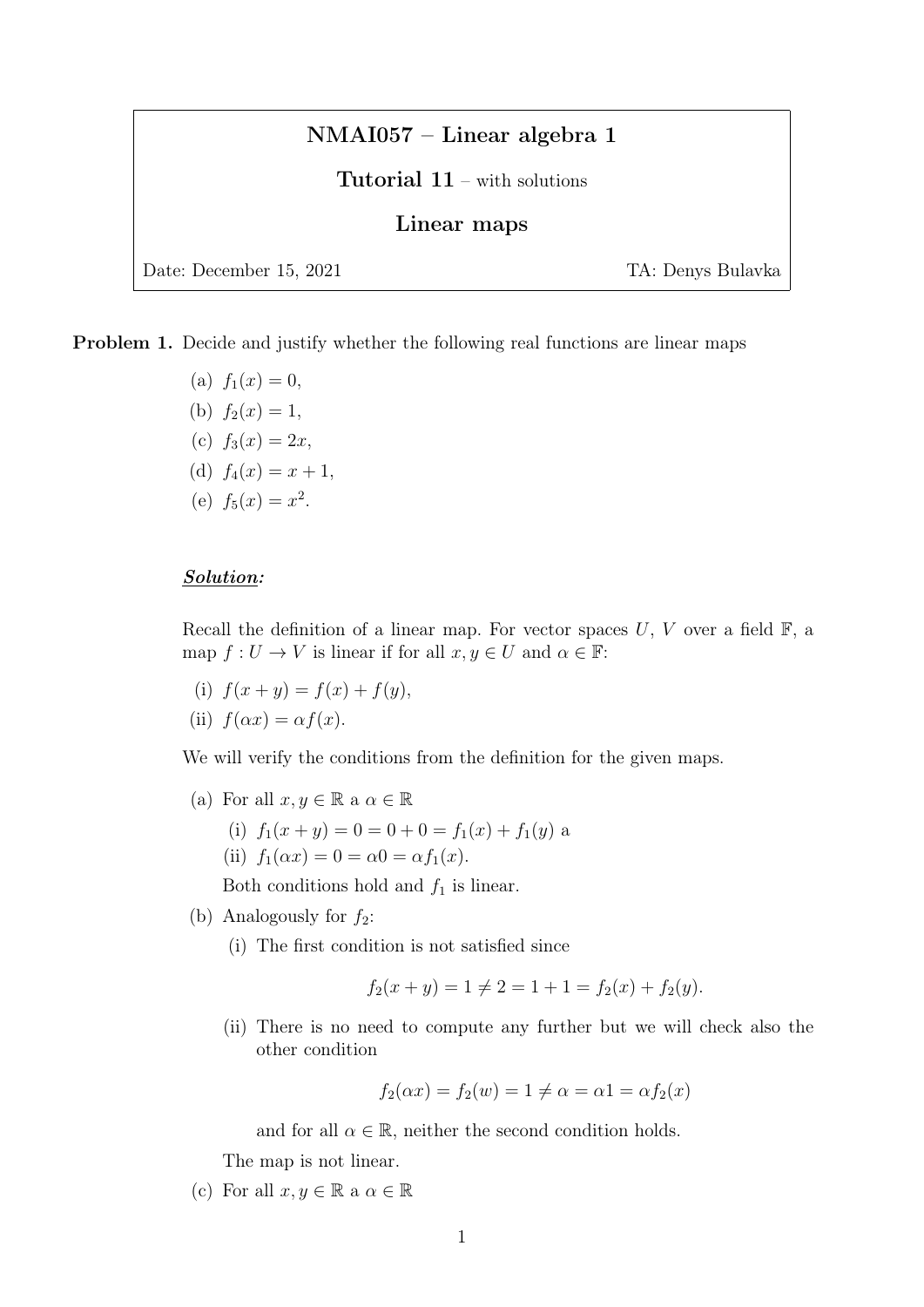# NMAI057 – Linear algebra 1

## Tutorial 11 – with solutions

## Linear maps

Date: December 15, 2021 TA: Denys Bulavka

**Problem 1.** Decide and justify whether the following real functions are linear maps

(a) $f_1(x) = 0$,

(b) $f_2(x) = 1$,

(c) $f_3(x) = 2x$,

(d) $f_4(x) = x + 1$,

(e) $f_5(x) = x^2$.

***Solution:***

Recall the definition of a linear map. For vector spaces $U$, $V$ over a field $\mathbb{F}$, a map $f : U \to V$ is linear if for all $x, y \in U$ and $\alpha \in \mathbb{F}$:

(i) $f(x + y) = f(x) + f(y)$,

(ii) $f(\alpha x) = \alpha f(x)$.

We will verify the conditions from the definition for the given maps.

(a) For all $x, y \in \mathbb{R}$ a $\alpha \in \mathbb{R}$

(i) $f_1(x + y) = 0 = 0 + 0 = f_1(x) + f_1(y)$ a

(ii) $f_1(\alpha x) = 0 = \alpha 0 = \alpha f_1(x)$.

Both conditions hold and $f_1$ is linear.

(b) Analogously for $f_2$:

(i) The first condition is not satisfied since

$$f_2(x + y) = 1 \neq 2 = 1 + 1 = f_2(x) + f_2(y).$$

(ii) There is no need to compute any further but we will check also the other condition

$$f_2(\alpha x) = f_2(w) = 1 \neq \alpha = \alpha 1 = \alpha f_2(x)$$

and for all $\alpha \in \mathbb{R}$, neither the second condition holds.

The map is not linear.

(c) For all $x, y \in \mathbb{R}$ a $\alpha \in \mathbb{R}$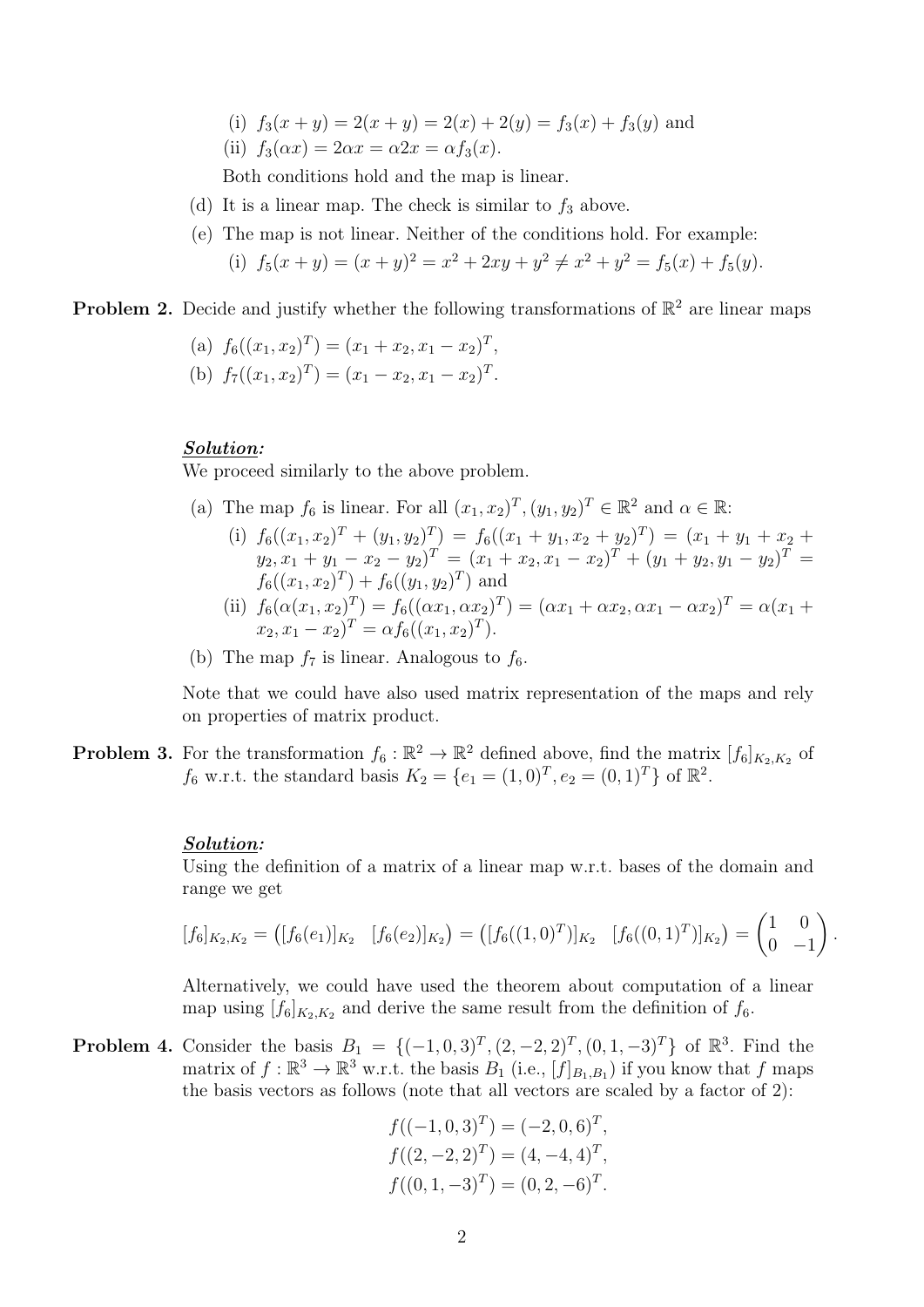(i) $f_3(x+y) = 2(x+y) = 2(x) + 2(y) = f_3(x) + f_3(y)$ and

(ii) $f_3(\alpha x) = 2\alpha x = \alpha 2x = \alpha f_3(x)$.

Both conditions hold and the map is linear.

(d) It is a linear map. The check is similar to $f_3$ above.

(e) The map is not linear. Neither of the conditions hold. For example:

(i) $f_5(x+y) = (x+y)^2 = x^2 + 2xy + y^2 \neq x^2 + y^2 = f_5(x) + f_5(y)$.

**Problem 2.** Decide and justify whether the following transformations of $\mathbb{R}^2$ are linear maps

(a) $f_6((x_1, x_2)^T) = (x_1 + x_2, x_1 - x_2)^T$,

(b) $f_7((x_1, x_2)^T) = (x_1 - x_2, x_1 - x_2)^T$.

***Solution:***

We proceed similarly to the above problem.

(a) The map $f_6$ is linear. For all $(x_1, x_2)^T, (y_1, y_2)^T \in \mathbb{R}^2$ and $\alpha \in \mathbb{R}$:

(i) $f_6((x_1, x_2)^T + (y_1, y_2)^T) = f_6((x_1 + y_1, x_2 + y_2)^T) = (x_1 + y_1 + x_2 + y_2, x_1 + y_1 - x_2 - y_2)^T = (x_1 + x_2, x_1 - x_2)^T + (y_1 + y_2, y_1 - y_2)^T = f_6((x_1, x_2)^T) + f_6((y_1, y_2)^T)$ and

(ii) $f_6(\alpha(x_1, x_2)^T) = f_6((\alpha x_1, \alpha x_2)^T) = (\alpha x_1 + \alpha x_2, \alpha x_1 - \alpha x_2)^T = \alpha(x_1 + x_2, x_1 - x_2)^T = \alpha f_6((x_1, x_2)^T)$.

(b) The map $f_7$ is linear. Analogous to $f_6$.

Note that we could have also used matrix representation of the maps and rely on properties of matrix product.

**Problem 3.** For the transformation $f_6 : \mathbb{R}^2 \to \mathbb{R}^2$ defined above, find the matrix $[f_6]_{K_2,K_2}$ of $f_6$ w.r.t. the standard basis $K_2 = \{e_1 = (1, 0)^T, e_2 = (0, 1)^T\}$ of $\mathbb{R}^2$.

***Solution:***

Using the definition of a matrix of a linear map w.r.t. bases of the domain and range we get

$$[f_6]_{K_2,K_2} = \begin{pmatrix} [f_6(e_1)]_{K_2} & [f_6(e_2)]_{K_2} \end{pmatrix} = \begin{pmatrix} [f_6((1,0)^T)]_{K_2} & [f_6((0,1)^T)]_{K_2} \end{pmatrix} = \begin{pmatrix} 1 & 0 \\ 0 & -1 \end{pmatrix}.$$

Alternatively, we could have used the theorem about computation of a linear map using $[f_6]_{K_2,K_2}$ and derive the same result from the definition of $f_6$.

**Problem 4.** Consider the basis $B_1 = \{(-1, 0, 3)^T, (2, -2, 2)^T, (0, 1, -3)^T\}$ of $\mathbb{R}^3$. Find the matrix of $f : \mathbb{R}^3 \to \mathbb{R}^3$ w.r.t. the basis $B_1$ (i.e., $[f]_{B_1,B_1}$) if you know that $f$ maps the basis vectors as follows (note that all vectors are scaled by a factor of 2):

$$f((-1, 0, 3)^T) = (-2, 0, 6)^T,$$
$$f((2, -2, 2)^T) = (4, -4, 4)^T,$$
$$f((0, 1, -3)^T) = (0, 2, -6)^T.$$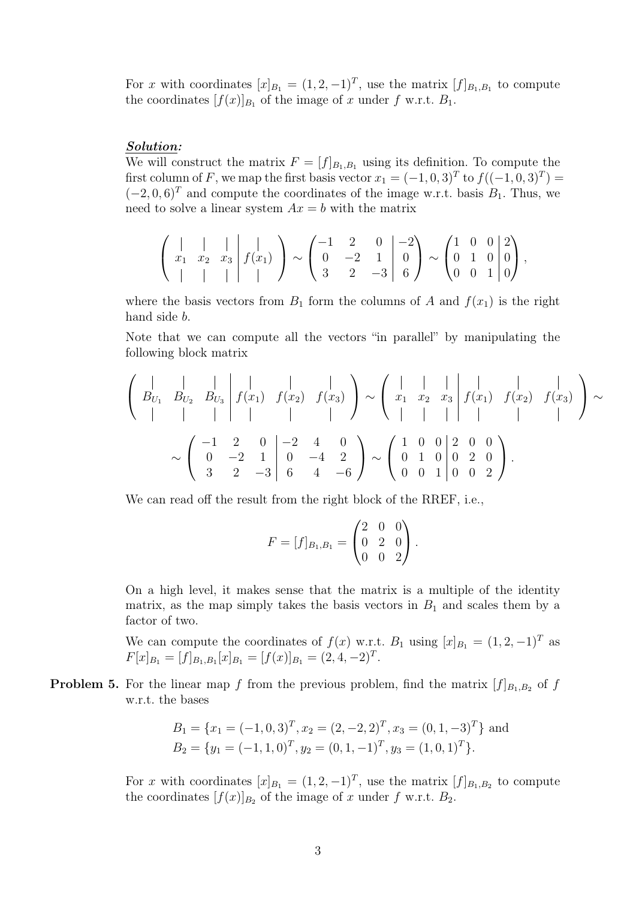For $x$ with coordinates $[x]_{B_1} = (1, 2, -1)^T$, use the matrix $[f]_{B_1,B_1}$ to compute the coordinates $[f(x)]_{B_1}$ of the image of $x$ under $f$ w.r.t. $B_1$.

***Solution:***

We will construct the matrix $F = [f]_{B_1,B_1}$ using its definition. To compute the first column of $F$, we map the first basis vector $x_1 = (-1, 0, 3)^T$ to $f((-1, 0, 3)^T) = (-2, 0, 6)^T$ and compute the coordinates of the image w.r.t. basis $B_1$. Thus, we need to solve a linear system $Ax = b$ with the matrix

$$\left( \begin{array}{ccc|c} | & | & | & | \\ x_1 & x_2 & x_3 & f(x_1) \\ | & | & | & | \end{array} \right) \sim \left( \begin{array}{ccc|c} -1 & 2 & 0 & -2 \\ 0 & -2 & 1 & 0 \\ 3 & 2 & -3 & 6 \end{array} \right) \sim \left( \begin{array}{ccc|c} 1 & 0 & 0 & 2 \\ 0 & 1 & 0 & 0 \\ 0 & 0 & 1 & 0 \end{array} \right),$$

where the basis vectors from $B_1$ form the columns of $A$ and $f(x_1)$ is the right hand side $b$.

Note that we can compute all the vectors "in parallel" by manipulating the following block matrix

$$\left( \begin{array}{ccc|ccc} | & | & | & | & | & | \\ B_{U_1} & B_{U_2} & B_{U_3} & f(x_1) & f(x_2) & f(x_3) \\ | & | & | & | & | & | \end{array} \right) \sim \left( \begin{array}{ccc|ccc} | & | & | & | & | & | \\ x_1 & x_2 & x_3 & f(x_1) & f(x_2) & f(x_3) \\ | & | & | & | & | & | \end{array} \right) \sim$$

$$\sim \left( \begin{array}{ccc|ccc} -1 & 2 & 0 & -2 & 4 & 0 \\ 0 & -2 & 1 & 0 & -4 & 2 \\ 3 & 2 & -3 & 6 & 4 & -6 \end{array} \right) \sim \left( \begin{array}{ccc|ccc} 1 & 0 & 0 & 2 & 0 & 0 \\ 0 & 1 & 0 & 0 & 2 & 0 \\ 0 & 0 & 1 & 0 & 0 & 2 \end{array} \right).$$

We can read off the result from the right block of the RREF, i.e.,

$$F = [f]_{B_1,B_1} = \begin{pmatrix} 2 & 0 & 0 \\ 0 & 2 & 0 \\ 0 & 0 & 2 \end{pmatrix}.$$

On a high level, it makes sense that the matrix is a multiple of the identity matrix, as the map simply takes the basis vectors in $B_1$ and scales them by a factor of two.

We can compute the coordinates of $f(x)$ w.r.t. $B_1$ using $[x]_{B_1} = (1, 2, -1)^T$ as $F[x]_{B_1} = [f]_{B_1,B_1}[x]_{B_1} = [f(x)]_{B_1} = (2, 4, -2)^T$.

**Problem 5.** For the linear map $f$ from the previous problem, find the matrix $[f]_{B_1,B_2}$ of $f$ w.r.t. the bases

$$B_1 = \{x_1 = (-1, 0, 3)^T, x_2 = (2, -2, 2)^T, x_3 = (0, 1, -3)^T\} \text{ and}$$
$$B_2 = \{y_1 = (-1, 1, 0)^T, y_2 = (0, 1, -1)^T, y_3 = (1, 0, 1)^T\}.$$

For $x$ with coordinates $[x]_{B_1} = (1, 2, -1)^T$, use the matrix $[f]_{B_1,B_2}$ to compute the coordinates $[f(x)]_{B_2}$ of the image of $x$ under $f$ w.r.t. $B_2$.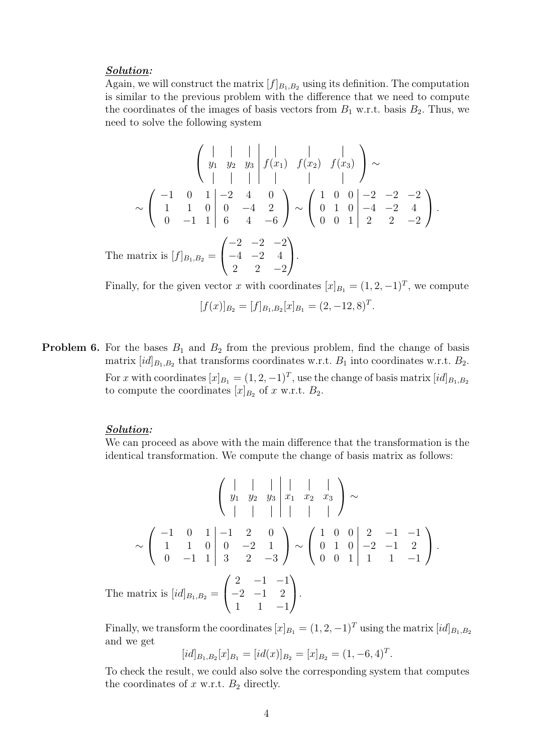***Solution:***

Again, we will construct the matrix $[f]_{B_1,B_2}$ using its definition. The computation is similar to the previous problem with the difference that we need to compute the coordinates of the images of basis vectors from $B_1$ w.r.t. basis $B_2$. Thus, we need to solve the following system

$$\left(\begin{array}{ccc|ccc} | & | & | & | & | & | \\ y_1 & y_2 & y_3 & f(x_1) & f(x_2) & f(x_3) \\ | & | & | & | & | & | \end{array}\right) \sim$$

$$\sim \left(\begin{array}{ccc|ccc} -1 & 0 & 1 & -2 & 4 & 0 \\ 1 & 1 & 0 & 0 & -4 & 2 \\ 0 & -1 & 1 & 6 & 4 & -6 \end{array}\right) \sim \left(\begin{array}{ccc|ccc} 1 & 0 & 0 & -2 & -2 & -2 \\ 0 & 1 & 0 & -4 & -2 & 4 \\ 0 & 0 & 1 & 2 & 2 & -2 \end{array}\right).$$

The matrix is $[f]_{B_1,B_2} = \begin{pmatrix} -2 & -2 & -2 \\ -4 & -2 & 4 \\ 2 & 2 & -2 \end{pmatrix}$.

Finally, for the given vector $x$ with coordinates $[x]_{B_1} = (1, 2, -1)^T$, we compute

$$[f(x)]_{B_2} = [f]_{B_1,B_2}[x]_{B_1} = (2, -12, 8)^T.$$

**Problem 6.** For the bases $B_1$ and $B_2$ from the previous problem, find the change of basis matrix $[id]_{B_1,B_2}$ that transforms coordinates w.r.t. $B_1$ into coordinates w.r.t. $B_2$. For $x$ with coordinates $[x]_{B_1} = (1, 2, -1)^T$, use the change of basis matrix $[id]_{B_1,B_2}$ to compute the coordinates $[x]_{B_2}$ of $x$ w.r.t. $B_2$.

***Solution:***

We can proceed as above with the main difference that the transformation is the identical transformation. We compute the change of basis matrix as follows:

$$\left(\begin{array}{ccc|ccc} | & | & | & | & | & | \\ y_1 & y_2 & y_3 & x_1 & x_2 & x_3 \\ | & | & | & | & | & | \end{array}\right) \sim$$

$$\sim \left(\begin{array}{ccc|ccc} -1 & 0 & 1 & -1 & 2 & 0 \\ 1 & 1 & 0 & 0 & -2 & 1 \\ 0 & -1 & 1 & 3 & 2 & -3 \end{array}\right) \sim \left(\begin{array}{ccc|ccc} 1 & 0 & 0 & 2 & -1 & -1 \\ 0 & 1 & 0 & -2 & -1 & 2 \\ 0 & 0 & 1 & 1 & 1 & -1 \end{array}\right).$$

The matrix is $[id]_{B_1,B_2} = \begin{pmatrix} 2 & -1 & -1 \\ -2 & -1 & 2 \\ 1 & 1 & -1 \end{pmatrix}$.

Finally, we transform the coordinates $[x]_{B_1} = (1, 2, -1)^T$ using the matrix $[id]_{B_1,B_2}$ and we get

$$[id]_{B_1,B_2}[x]_{B_1} = [id(x)]_{B_2} = [x]_{B_2} = (1, -6, 4)^T.$$

To check the result, we could also solve the corresponding system that computes the coordinates of $x$ w.r.t. $B_2$ directly.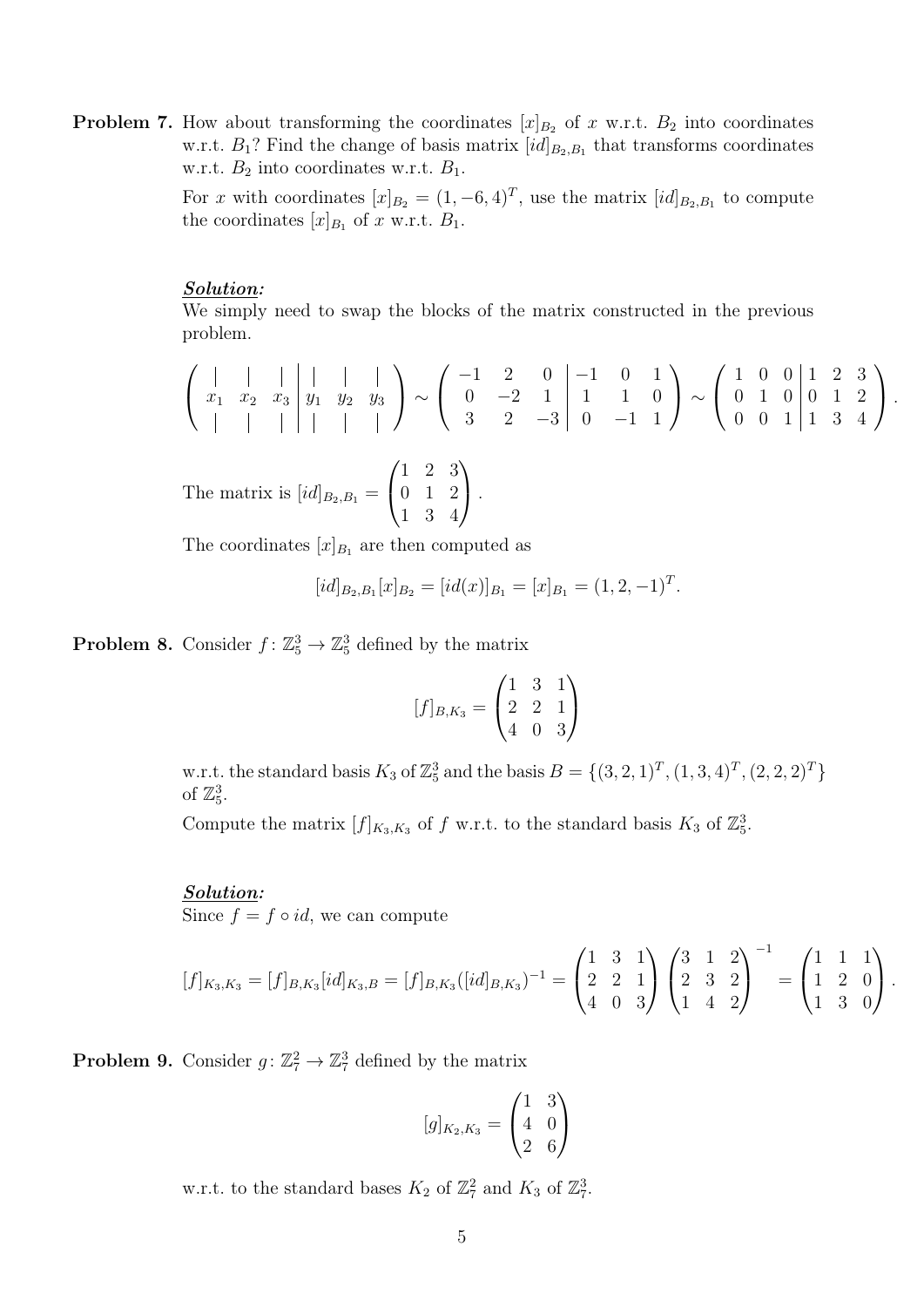**Problem 7.** How about transforming the coordinates $[x]_{B_2}$ of $x$ w.r.t. $B_2$ into coordinates w.r.t. $B_1$? Find the change of basis matrix $[id]_{B_2,B_1}$ that transforms coordinates w.r.t. $B_2$ into coordinates w.r.t. $B_1$.

For $x$ with coordinates $[x]_{B_2} = (1, -6, 4)^T$, use the matrix $[id]_{B_2,B_1}$ to compute the coordinates $[x]_{B_1}$ of $x$ w.r.t. $B_1$.

***Solution:***

We simply need to swap the blocks of the matrix constructed in the previous problem.

$$\left(\begin{array}{ccc|ccc} | & | & | & | & | & | \\ x_1 & x_2 & x_3 & y_1 & y_2 & y_3 \\ | & | & | & | & | & | \end{array}\right) \sim \left(\begin{array}{ccc|ccc} -1 & 2 & 0 & -1 & 0 & 1 \\ 0 & -2 & 1 & 1 & 1 & 0 \\ 3 & 2 & -3 & 0 & -1 & 1 \end{array}\right) \sim \left(\begin{array}{ccc|ccc} 1 & 0 & 0 & 1 & 2 & 3 \\ 0 & 1 & 0 & 0 & 1 & 2 \\ 0 & 0 & 1 & 1 & 3 & 4 \end{array}\right).$$

The matrix is $[id]_{B_2,B_1} = \begin{pmatrix} 1 & 2 & 3 \\ 0 & 1 & 2 \\ 1 & 3 & 4 \end{pmatrix}$.

The coordinates $[x]_{B_1}$ are then computed as

$$[id]_{B_2,B_1}[x]_{B_2} = [id(x)]_{B_1} = [x]_{B_1} = (1, 2, -1)^T.$$

**Problem 8.** Consider $f\colon \mathbb{Z}_5^3 \to \mathbb{Z}_5^3$ defined by the matrix

$$[f]_{B,K_3} = \begin{pmatrix} 1 & 3 & 1 \\ 2 & 2 & 1 \\ 4 & 0 & 3 \end{pmatrix}$$

w.r.t. the standard basis $K_3$ of $\mathbb{Z}_5^3$ and the basis $B = \{(3,2,1)^T, (1,3,4)^T, (2,2,2)^T\}$ of $\mathbb{Z}_5^3$.

Compute the matrix $[f]_{K_3,K_3}$ of $f$ w.r.t. to the standard basis $K_3$ of $\mathbb{Z}_5^3$.

***Solution:***

Since $f = f \circ id$, we can compute

$$[f]_{K_3,K_3} = [f]_{B,K_3}[id]_{K_3,B} = [f]_{B,K_3}([id]_{B,K_3})^{-1} = \begin{pmatrix} 1 & 3 & 1 \\ 2 & 2 & 1 \\ 4 & 0 & 3 \end{pmatrix} \begin{pmatrix} 3 & 1 & 2 \\ 2 & 3 & 2 \\ 1 & 4 & 2 \end{pmatrix}^{-1} = \begin{pmatrix} 1 & 1 & 1 \\ 1 & 2 & 0 \\ 1 & 3 & 0 \end{pmatrix}.$$

**Problem 9.** Consider $g\colon \mathbb{Z}_7^2 \to \mathbb{Z}_7^3$ defined by the matrix

$$[g]_{K_2,K_3} = \begin{pmatrix} 1 & 3 \\ 4 & 0 \\ 2 & 6 \end{pmatrix}$$

w.r.t. to the standard bases $K_2$ of $\mathbb{Z}_7^2$ and $K_3$ of $\mathbb{Z}_7^3$.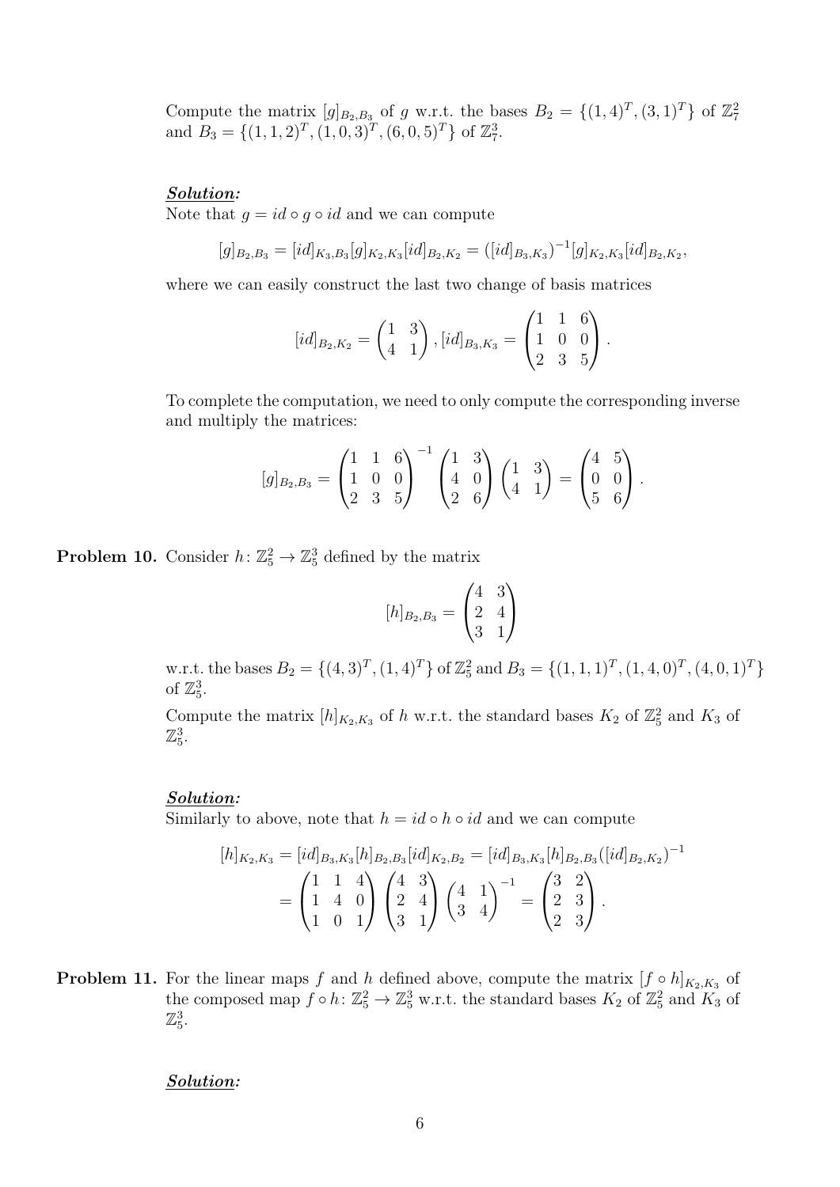Compute the matrix $[g]_{B_2,B_3}$ of $g$ w.r.t. the bases $B_2 = \{(1,4)^T, (3,1)^T\}$ of $\mathbb{Z}_7^2$ and $B_3 = \{(1,1,2)^T, (1,0,3)^T, (6,0,5)^T\}$ of $\mathbb{Z}_7^3$.

***Solution:***

Note that $g = id \circ g \circ id$ and we can compute

$$[g]_{B_2,B_3} = [id]_{K_3,B_3}[g]_{K_2,K_3}[id]_{B_2,K_2} = ([id]_{B_3,K_3})^{-1}[g]_{K_2,K_3}[id]_{B_2,K_2},$$

where we can easily construct the last two change of basis matrices

$$[id]_{B_2,K_2} = \begin{pmatrix} 1 & 3 \\ 4 & 1 \end{pmatrix}, [id]_{B_3,K_3} = \begin{pmatrix} 1 & 1 & 6 \\ 1 & 0 & 0 \\ 2 & 3 & 5 \end{pmatrix}.$$

To complete the computation, we need to only compute the corresponding inverse and multiply the matrices:

$$[g]_{B_2,B_3} = \begin{pmatrix} 1 & 1 & 6 \\ 1 & 0 & 0 \\ 2 & 3 & 5 \end{pmatrix}^{-1} \begin{pmatrix} 1 & 3 \\ 4 & 0 \\ 2 & 6 \end{pmatrix} \begin{pmatrix} 1 & 3 \\ 4 & 1 \end{pmatrix} = \begin{pmatrix} 4 & 5 \\ 0 & 0 \\ 5 & 6 \end{pmatrix}.$$

**Problem 10.** Consider $h\colon \mathbb{Z}_5^2 \to \mathbb{Z}_5^3$ defined by the matrix

$$[h]_{B_2,B_3} = \begin{pmatrix} 4 & 3 \\ 2 & 4 \\ 3 & 1 \end{pmatrix}$$

w.r.t. the bases $B_2 = \{(4,3)^T, (1,4)^T\}$ of $\mathbb{Z}_5^2$ and $B_3 = \{(1,1,1)^T, (1,4,0)^T, (4,0,1)^T\}$ of $\mathbb{Z}_5^3$.

Compute the matrix $[h]_{K_2,K_3}$ of $h$ w.r.t. the standard bases $K_2$ of $\mathbb{Z}_5^2$ and $K_3$ of $\mathbb{Z}_5^3$.

***Solution:***

Similarly to above, note that $h = id \circ h \circ id$ and we can compute

$$\begin{aligned} [h]_{K_2,K_3} &= [id]_{B_3,K_3}[h]_{B_2,B_3}[id]_{K_2,B_2} = [id]_{B_3,K_3}[h]_{B_2,B_3}([id]_{B_2,K_2})^{-1} \\ &= \begin{pmatrix} 1 & 1 & 4 \\ 1 & 4 & 0 \\ 1 & 0 & 1 \end{pmatrix} \begin{pmatrix} 4 & 3 \\ 2 & 4 \\ 3 & 1 \end{pmatrix} \begin{pmatrix} 4 & 1 \\ 3 & 4 \end{pmatrix}^{-1} = \begin{pmatrix} 3 & 2 \\ 2 & 3 \\ 2 & 3 \end{pmatrix}. \end{aligned}$$

**Problem 11.** For the linear maps $f$ and $h$ defined above, compute the matrix $[f \circ h]_{K_2,K_3}$ of the composed map $f \circ h\colon \mathbb{Z}_5^2 \to \mathbb{Z}_5^3$ w.r.t. the standard bases $K_2$ of $\mathbb{Z}_5^2$ and $K_3$ of $\mathbb{Z}_5^3$.

***Solution:***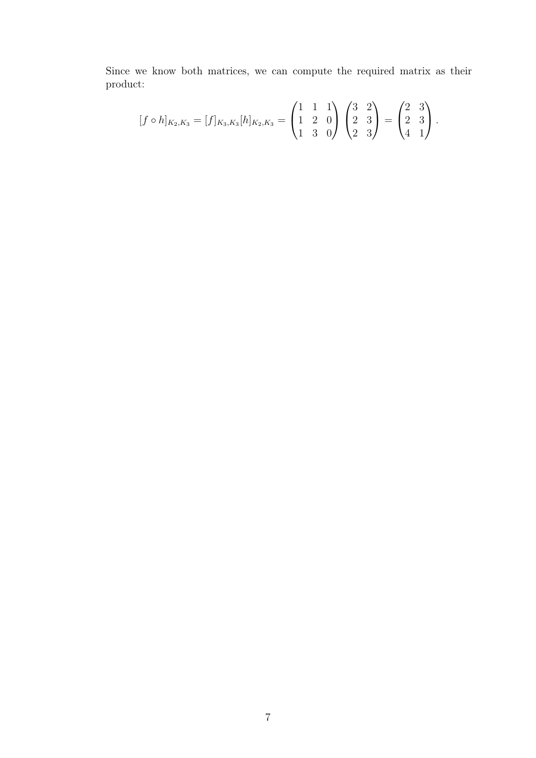Since we know both matrices, we can compute the required matrix as their product:

$$[f \circ h]_{K_2,K_3} = [f]_{K_3,K_3}[h]_{K_2,K_3} = \begin{pmatrix} 1 & 1 & 1 \\ 1 & 2 & 0 \\ 1 & 3 & 0 \end{pmatrix} \begin{pmatrix} 3 & 2 \\ 2 & 3 \\ 2 & 3 \end{pmatrix} = \begin{pmatrix} 2 & 3 \\ 2 & 3 \\ 4 & 1 \end{pmatrix}.$$